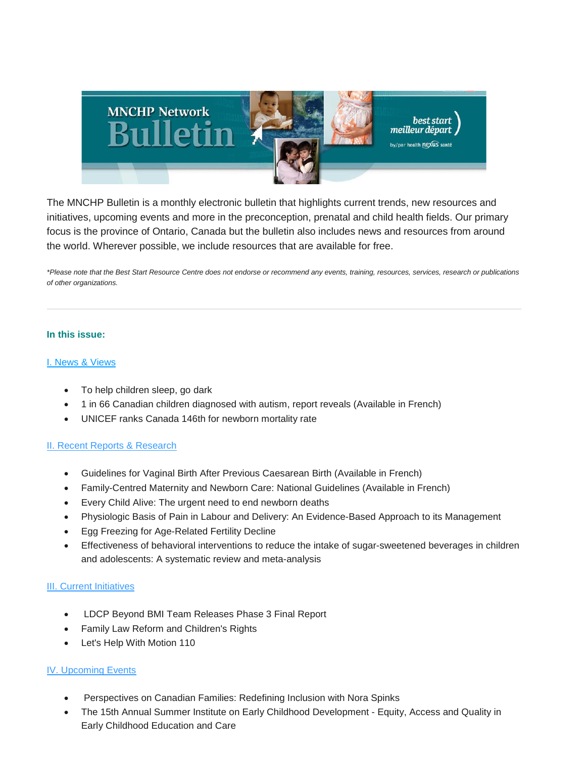The MNCHP Bulletin is a monthly electronic bulletin that highlights current trends, new resources and initiatives, upcoming events and more in the preconception, prenatal and child health fields. Our primary focus is the province of Ontario, Canada but the bulletin also includes news and resources from around the world. Wherever possible, we include resources that are available for free.

*Please note that the Best Start Resource Centre does not endorse or recommend any events, training, resources, services, research or publications of other organizations.*

---

**In this issue:**

I. News & Views

- To help children sleep, go dark
- 1 in 66 Canadian children diagnosed with autism, report reveals (Available in French)
- UNICEF ranks Canada 146th for newborn mortality rate

II. Recent Reports & Research

- Guidelines for Vaginal Birth After Previous Caesarean Birth (Available in French)
- Family-Centred Maternity and Newborn Care: National Guidelines (Available in French)
- Every Child Alive: The urgent need to end newborn deaths
- Physiologic Basis of Pain in Labour and Delivery: An Evidence-Based Approach to its Management
- Egg Freezing for Age-Related Fertility Decline
- Effectiveness of behavioral interventions to reduce the intake of sugar-sweetened beverages in children and adolescents: A systematic review and meta-analysis

III. Current Initiatives

- LDCP Beyond BMI Team Releases Phase 3 Final Report
- Family Law Reform and Children's Rights
- Let's Help With Motion 110

IV. Upcoming Events

- Perspectives on Canadian Families: Redefining Inclusion with Nora Spinks
- The 15th Annual Summer Institute on Early Childhood Development - Equity, Access and Quality in Early Childhood Education and Care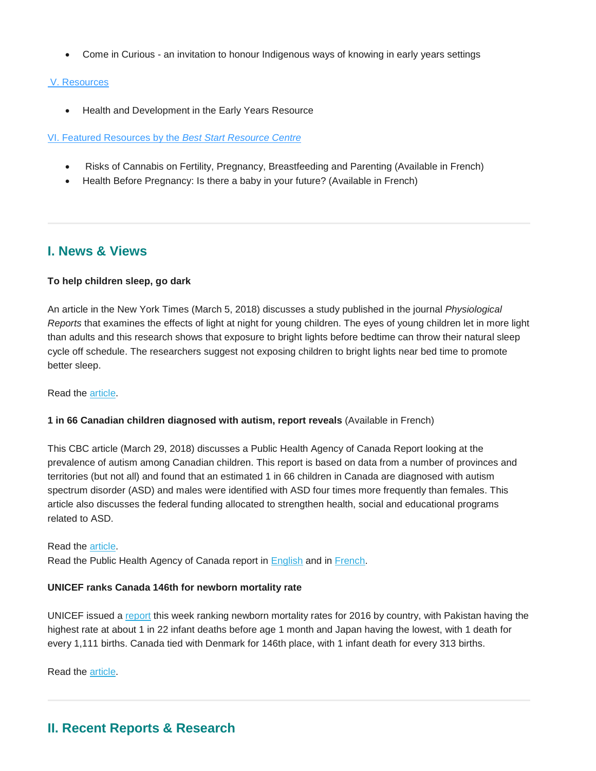- Come in Curious - an invitation to honour Indigenous ways of knowing in early years settings

V. Resources

- Health and Development in the Early Years Resource

VI. Featured Resources by the *Best Start Resource Centre*

- Risks of Cannabis on Fertility, Pregnancy, Breastfeeding and Parenting (Available in French)
- Health Before Pregnancy: Is there a baby in your future? (Available in French)

---

## I. News & Views

**To help children sleep, go dark**

An article in the New York Times (March 5, 2018) discusses a study published in the journal *Physiological Reports* that examines the effects of light at night for young children. The eyes of young children let in more light than adults and this research shows that exposure to bright lights before bedtime can throw their natural sleep cycle off schedule. The researchers suggest not exposing children to bright lights near bed time to promote better sleep.

Read the article.

**1 in 66 Canadian children diagnosed with autism, report reveals** (Available in French)

This CBC article (March 29, 2018) discusses a Public Health Agency of Canada Report looking at the prevalence of autism among Canadian children. This report is based on data from a number of provinces and territories (but not all) and found that an estimated 1 in 66 children in Canada are diagnosed with autism spectrum disorder (ASD) and males were identified with ASD four times more frequently than females. This article also discusses the federal funding allocated to strengthen health, social and educational programs related to ASD.

Read the article.
Read the Public Health Agency of Canada report in English and in French.

**UNICEF ranks Canada 146th for newborn mortality rate**

UNICEF issued a report this week ranking newborn mortality rates for 2016 by country, with Pakistan having the highest rate at about 1 in 22 infant deaths before age 1 month and Japan having the lowest, with 1 death for every 1,111 births. Canada tied with Denmark for 146th place, with 1 infant death for every 313 births.

Read the article.

---

## II. Recent Reports & Research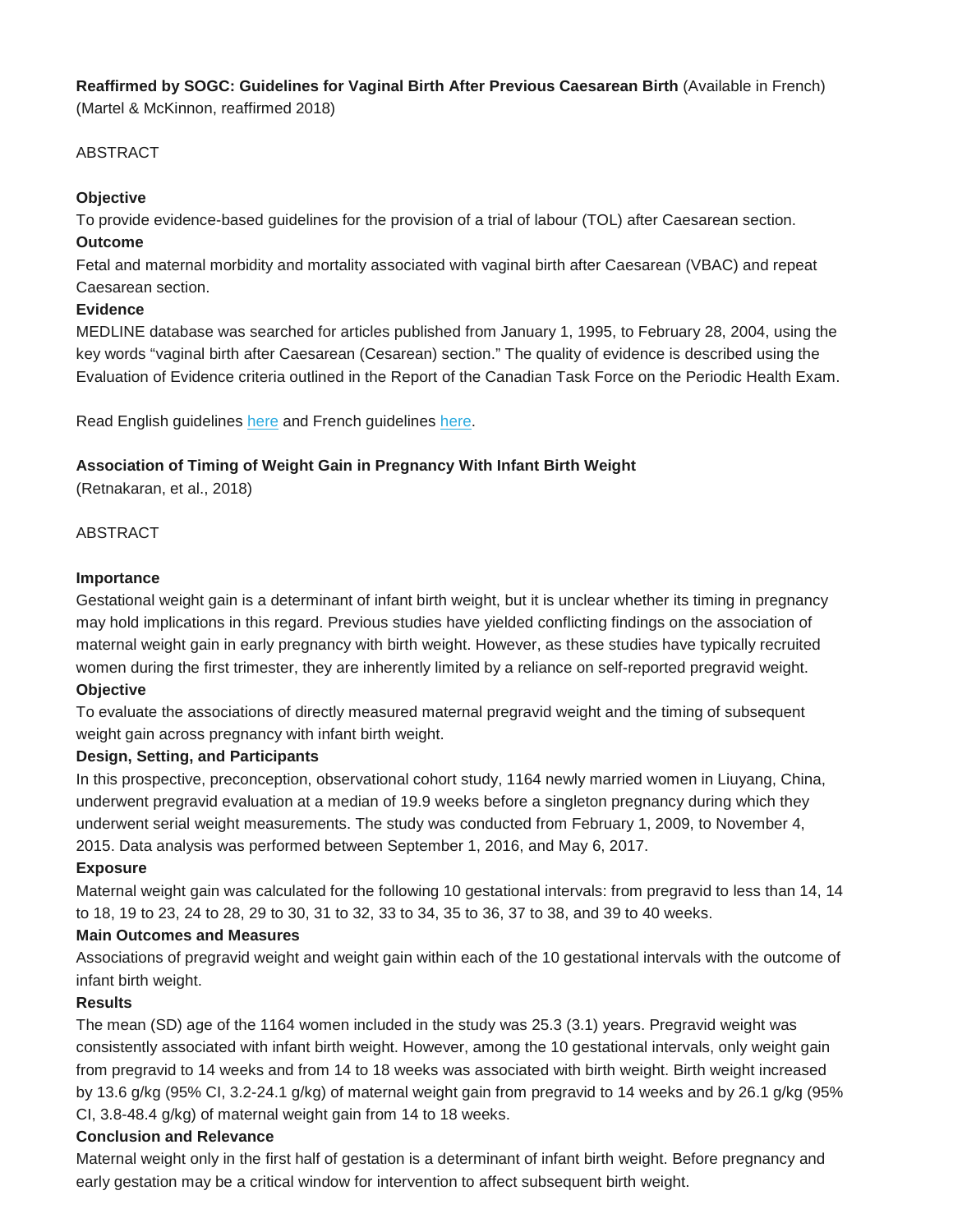**Reaffirmed by SOGC: Guidelines for Vaginal Birth After Previous Caesarean Birth** (Available in French) (Martel & McKinnon, reaffirmed 2018)

ABSTRACT

**Objective**

To provide evidence-based guidelines for the provision of a trial of labour (TOL) after Caesarean section.

**Outcome**

Fetal and maternal morbidity and mortality associated with vaginal birth after Caesarean (VBAC) and repeat Caesarean section.

**Evidence**

MEDLINE database was searched for articles published from January 1, 1995, to February 28, 2004, using the key words "vaginal birth after Caesarean (Cesarean) section." The quality of evidence is described using the Evaluation of Evidence criteria outlined in the Report of the Canadian Task Force on the Periodic Health Exam.

Read English guidelines here and French guidelines here.

**Association of Timing of Weight Gain in Pregnancy With Infant Birth Weight**

(Retnakaran, et al., 2018)

ABSTRACT

**Importance**

Gestational weight gain is a determinant of infant birth weight, but it is unclear whether its timing in pregnancy may hold implications in this regard. Previous studies have yielded conflicting findings on the association of maternal weight gain in early pregnancy with birth weight. However, as these studies have typically recruited women during the first trimester, they are inherently limited by a reliance on self-reported pregravid weight.

**Objective**

To evaluate the associations of directly measured maternal pregravid weight and the timing of subsequent weight gain across pregnancy with infant birth weight.

**Design, Setting, and Participants**

In this prospective, preconception, observational cohort study, 1164 newly married women in Liuyang, China, underwent pregravid evaluation at a median of 19.9 weeks before a singleton pregnancy during which they underwent serial weight measurements. The study was conducted from February 1, 2009, to November 4, 2015. Data analysis was performed between September 1, 2016, and May 6, 2017.

**Exposure**

Maternal weight gain was calculated for the following 10 gestational intervals: from pregravid to less than 14, 14 to 18, 19 to 23, 24 to 28, 29 to 30, 31 to 32, 33 to 34, 35 to 36, 37 to 38, and 39 to 40 weeks.

**Main Outcomes and Measures**

Associations of pregravid weight and weight gain within each of the 10 gestational intervals with the outcome of infant birth weight.

**Results**

The mean (SD) age of the 1164 women included in the study was 25.3 (3.1) years. Pregravid weight was consistently associated with infant birth weight. However, among the 10 gestational intervals, only weight gain from pregravid to 14 weeks and from 14 to 18 weeks was associated with birth weight. Birth weight increased by 13.6 g/kg (95% CI, 3.2-24.1 g/kg) of maternal weight gain from pregravid to 14 weeks and by 26.1 g/kg (95% CI, 3.8-48.4 g/kg) of maternal weight gain from 14 to 18 weeks.

**Conclusion and Relevance**

Maternal weight only in the first half of gestation is a determinant of infant birth weight. Before pregnancy and early gestation may be a critical window for intervention to affect subsequent birth weight.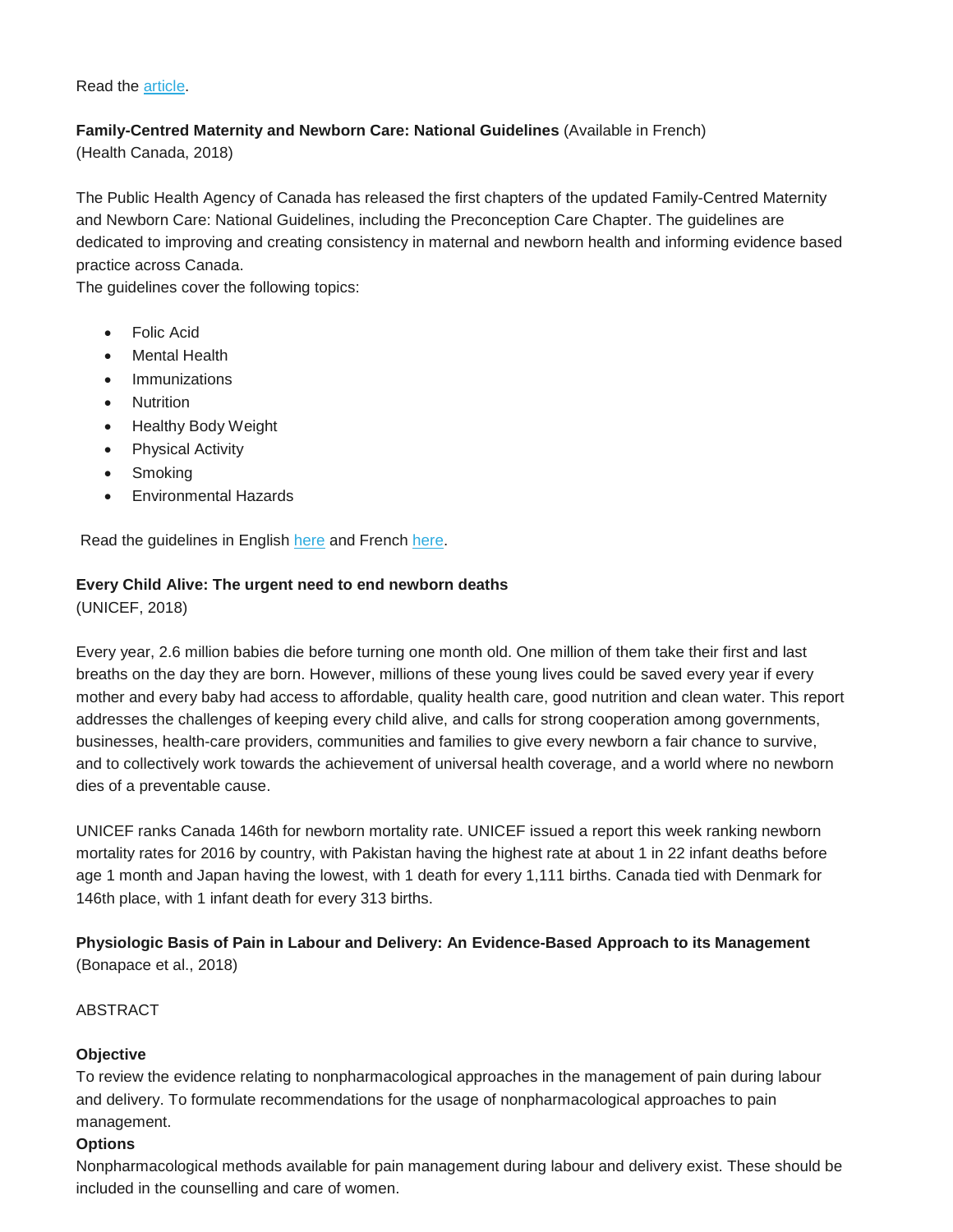Read the article.

**Family-Centred Maternity and Newborn Care: National Guidelines** (Available in French)
(Health Canada, 2018)

The Public Health Agency of Canada has released the first chapters of the updated Family-Centred Maternity and Newborn Care: National Guidelines, including the Preconception Care Chapter. The guidelines are dedicated to improving and creating consistency in maternal and newborn health and informing evidence based practice across Canada.
The guidelines cover the following topics:

- Folic Acid
- Mental Health
- Immunizations
- Nutrition
- Healthy Body Weight
- Physical Activity
- Smoking
- Environmental Hazards

Read the guidelines in English here and French here.

**Every Child Alive: The urgent need to end newborn deaths**
(UNICEF, 2018)

Every year, 2.6 million babies die before turning one month old. One million of them take their first and last breaths on the day they are born. However, millions of these young lives could be saved every year if every mother and every baby had access to affordable, quality health care, good nutrition and clean water. This report addresses the challenges of keeping every child alive, and calls for strong cooperation among governments, businesses, health-care providers, communities and families to give every newborn a fair chance to survive, and to collectively work towards the achievement of universal health coverage, and a world where no newborn dies of a preventable cause.

UNICEF ranks Canada 146th for newborn mortality rate. UNICEF issued a report this week ranking newborn mortality rates for 2016 by country, with Pakistan having the highest rate at about 1 in 22 infant deaths before age 1 month and Japan having the lowest, with 1 death for every 1,111 births. Canada tied with Denmark for 146th place, with 1 infant death for every 313 births.

**Physiologic Basis of Pain in Labour and Delivery: An Evidence-Based Approach to its Management**
(Bonapace et al., 2018)

ABSTRACT

**Objective**
To review the evidence relating to nonpharmacological approaches in the management of pain during labour and delivery. To formulate recommendations for the usage of nonpharmacological approaches to pain management.
**Options**
Nonpharmacological methods available for pain management during labour and delivery exist. These should be included in the counselling and care of women.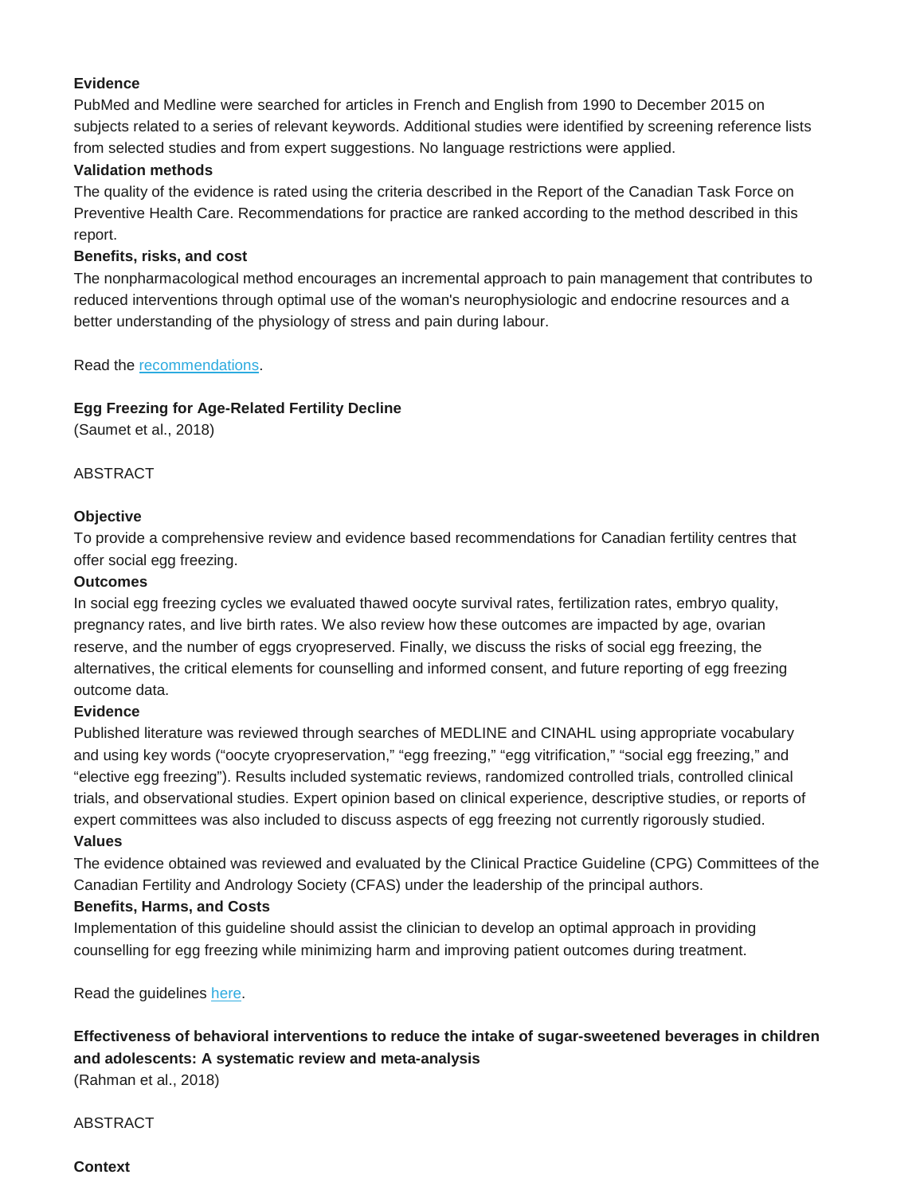**Evidence**

PubMed and Medline were searched for articles in French and English from 1990 to December 2015 on subjects related to a series of relevant keywords. Additional studies were identified by screening reference lists from selected studies and from expert suggestions. No language restrictions were applied.

**Validation methods**

The quality of the evidence is rated using the criteria described in the Report of the Canadian Task Force on Preventive Health Care. Recommendations for practice are ranked according to the method described in this report.

**Benefits, risks, and cost**

The nonpharmacological method encourages an incremental approach to pain management that contributes to reduced interventions through optimal use of the woman's neurophysiologic and endocrine resources and a better understanding of the physiology of stress and pain during labour.

Read the recommendations.

**Egg Freezing for Age-Related Fertility Decline**

(Saumet et al., 2018)

ABSTRACT

**Objective**

To provide a comprehensive review and evidence based recommendations for Canadian fertility centres that offer social egg freezing.

**Outcomes**

In social egg freezing cycles we evaluated thawed oocyte survival rates, fertilization rates, embryo quality, pregnancy rates, and live birth rates. We also review how these outcomes are impacted by age, ovarian reserve, and the number of eggs cryopreserved. Finally, we discuss the risks of social egg freezing, the alternatives, the critical elements for counselling and informed consent, and future reporting of egg freezing outcome data.

**Evidence**

Published literature was reviewed through searches of MEDLINE and CINAHL using appropriate vocabulary and using key words ("oocyte cryopreservation," "egg freezing," "egg vitrification," "social egg freezing," and "elective egg freezing"). Results included systematic reviews, randomized controlled trials, controlled clinical trials, and observational studies. Expert opinion based on clinical experience, descriptive studies, or reports of expert committees was also included to discuss aspects of egg freezing not currently rigorously studied.

**Values**

The evidence obtained was reviewed and evaluated by the Clinical Practice Guideline (CPG) Committees of the Canadian Fertility and Andrology Society (CFAS) under the leadership of the principal authors.

**Benefits, Harms, and Costs**

Implementation of this guideline should assist the clinician to develop an optimal approach in providing counselling for egg freezing while minimizing harm and improving patient outcomes during treatment.

Read the guidelines here.

**Effectiveness of behavioral interventions to reduce the intake of sugar-sweetened beverages in children and adolescents: A systematic review and meta-analysis**

(Rahman et al., 2018)

ABSTRACT

**Context**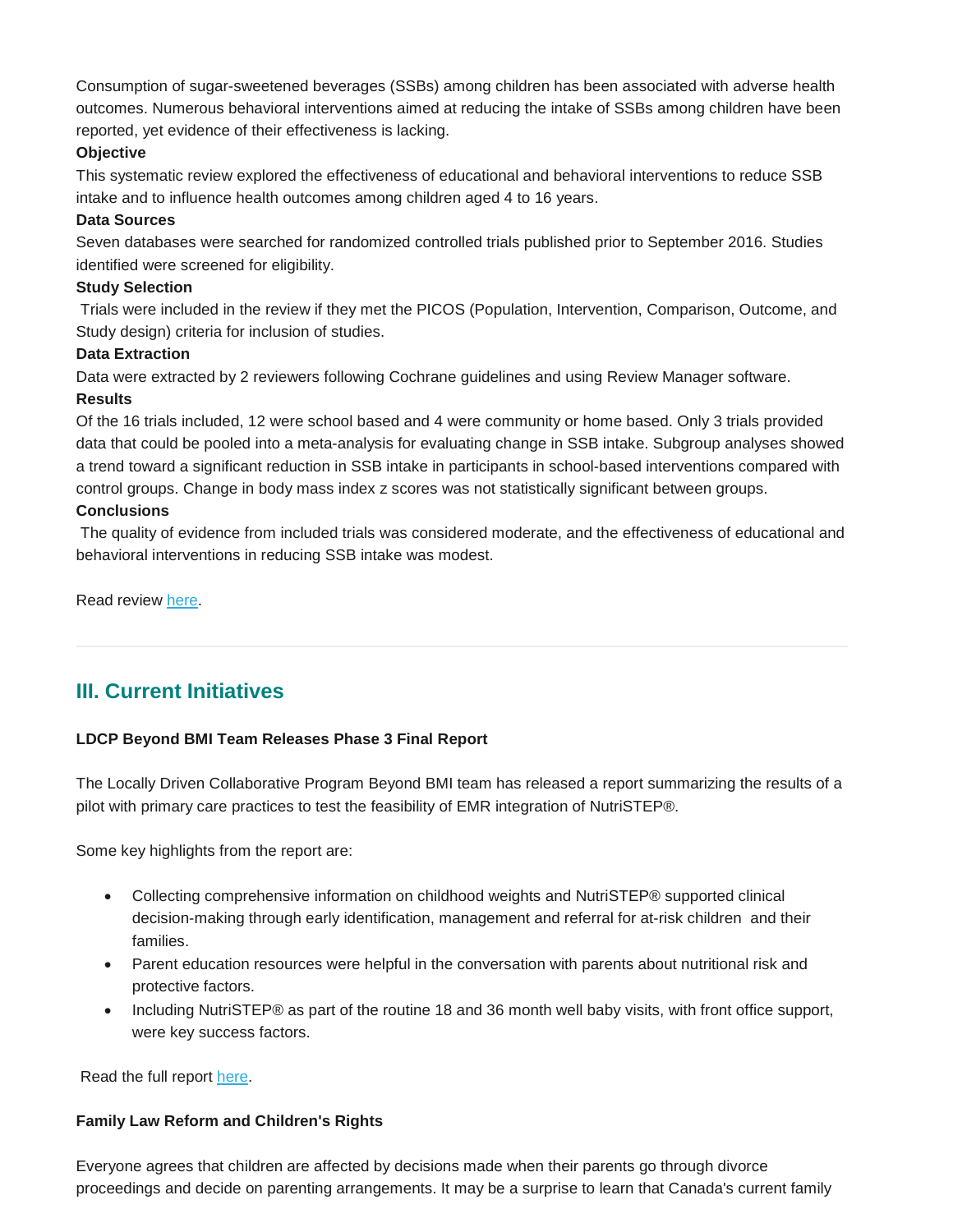Consumption of sugar-sweetened beverages (SSBs) among children has been associated with adverse health outcomes. Numerous behavioral interventions aimed at reducing the intake of SSBs among children have been reported, yet evidence of their effectiveness is lacking.

**Objective**

This systematic review explored the effectiveness of educational and behavioral interventions to reduce SSB intake and to influence health outcomes among children aged 4 to 16 years.

**Data Sources**

Seven databases were searched for randomized controlled trials published prior to September 2016. Studies identified were screened for eligibility.

**Study Selection**

Trials were included in the review if they met the PICOS (Population, Intervention, Comparison, Outcome, and Study design) criteria for inclusion of studies.

**Data Extraction**

Data were extracted by 2 reviewers following Cochrane guidelines and using Review Manager software.

**Results**

Of the 16 trials included, 12 were school based and 4 were community or home based. Only 3 trials provided data that could be pooled into a meta-analysis for evaluating change in SSB intake. Subgroup analyses showed a trend toward a significant reduction in SSB intake in participants in school-based interventions compared with control groups. Change in body mass index z scores was not statistically significant between groups.

**Conclusions**

The quality of evidence from included trials was considered moderate, and the effectiveness of educational and behavioral interventions in reducing SSB intake was modest.

Read review here.

---

## III. Current Initiatives

**LDCP Beyond BMI Team Releases Phase 3 Final Report**

The Locally Driven Collaborative Program Beyond BMI team has released a report summarizing the results of a pilot with primary care practices to test the feasibility of EMR integration of NutriSTEP®.

Some key highlights from the report are:

- Collecting comprehensive information on childhood weights and NutriSTEP® supported clinical decision-making through early identification, management and referral for at-risk children and their families.
- Parent education resources were helpful in the conversation with parents about nutritional risk and protective factors.
- Including NutriSTEP® as part of the routine 18 and 36 month well baby visits, with front office support, were key success factors.

Read the full report here.

**Family Law Reform and Children's Rights**

Everyone agrees that children are affected by decisions made when their parents go through divorce proceedings and decide on parenting arrangements. It may be a surprise to learn that Canada's current family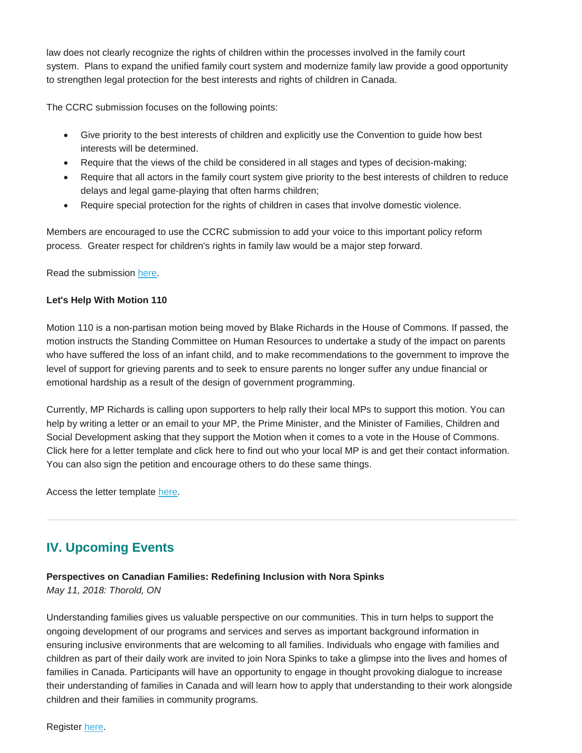law does not clearly recognize the rights of children within the processes involved in the family court system.  Plans to expand the unified family court system and modernize family law provide a good opportunity to strengthen legal protection for the best interests and rights of children in Canada.

The CCRC submission focuses on the following points:

- Give priority to the best interests of children and explicitly use the Convention to guide how best interests will be determined.
- Require that the views of the child be considered in all stages and types of decision-making;
- Require that all actors in the family court system give priority to the best interests of children to reduce delays and legal game-playing that often harms children;
- Require special protection for the rights of children in cases that involve domestic violence.

Members are encouraged to use the CCRC submission to add your voice to this important policy reform process.  Greater respect for children's rights in family law would be a major step forward.

Read the submission here.

**Let's Help With Motion 110**

Motion 110 is a non-partisan motion being moved by Blake Richards in the House of Commons. If passed, the motion instructs the Standing Committee on Human Resources to undertake a study of the impact on parents who have suffered the loss of an infant child, and to make recommendations to the government to improve the level of support for grieving parents and to seek to ensure parents no longer suffer any undue financial or emotional hardship as a result of the design of government programming.

Currently, MP Richards is calling upon supporters to help rally their local MPs to support this motion. You can help by writing a letter or an email to your MP, the Prime Minister, and the Minister of Families, Children and Social Development asking that they support the Motion when it comes to a vote in the House of Commons. Click here for a letter template and click here to find out who your local MP is and get their contact information. You can also sign the petition and encourage others to do these same things.

Access the letter template here.

---

## IV. Upcoming Events

**Perspectives on Canadian Families: Redefining Inclusion with Nora Spinks**
*May 11, 2018: Thorold, ON*

Understanding families gives us valuable perspective on our communities. This in turn helps to support the ongoing development of our programs and services and serves as important background information in ensuring inclusive environments that are welcoming to all families. Individuals who engage with families and children as part of their daily work are invited to join Nora Spinks to take a glimpse into the lives and homes of families in Canada. Participants will have an opportunity to engage in thought provoking dialogue to increase their understanding of families in Canada and will learn how to apply that understanding to their work alongside children and their families in community programs.

Register here.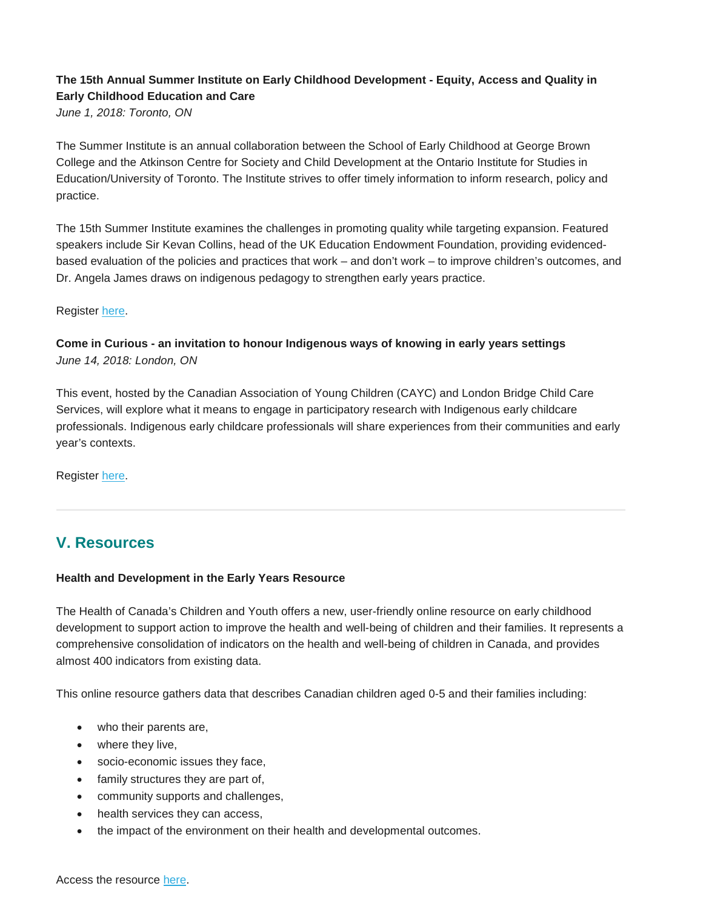**The 15th Annual Summer Institute on Early Childhood Development - Equity, Access and Quality in Early Childhood Education and Care**
*June 1, 2018: Toronto, ON*

The Summer Institute is an annual collaboration between the School of Early Childhood at George Brown College and the Atkinson Centre for Society and Child Development at the Ontario Institute for Studies in Education/University of Toronto. The Institute strives to offer timely information to inform research, policy and practice.

The 15th Summer Institute examines the challenges in promoting quality while targeting expansion. Featured speakers include Sir Kevan Collins, head of the UK Education Endowment Foundation, providing evidenced-based evaluation of the policies and practices that work – and don't work – to improve children's outcomes, and Dr. Angela James draws on indigenous pedagogy to strengthen early years practice.

Register here.

**Come in Curious - an invitation to honour Indigenous ways of knowing in early years settings**
*June 14, 2018: London, ON*

This event, hosted by the Canadian Association of Young Children (CAYC) and London Bridge Child Care Services, will explore what it means to engage in participatory research with Indigenous early childcare professionals. Indigenous early childcare professionals will share experiences from their communities and early year's contexts.

Register here.

---

## V. Resources

**Health and Development in the Early Years Resource**

The Health of Canada's Children and Youth offers a new, user-friendly online resource on early childhood development to support action to improve the health and well-being of children and their families. It represents a comprehensive consolidation of indicators on the health and well-being of children in Canada, and provides almost 400 indicators from existing data.

This online resource gathers data that describes Canadian children aged 0-5 and their families including:

- who their parents are,
- where they live,
- socio-economic issues they face,
- family structures they are part of,
- community supports and challenges,
- health services they can access,
- the impact of the environment on their health and developmental outcomes.

Access the resource here.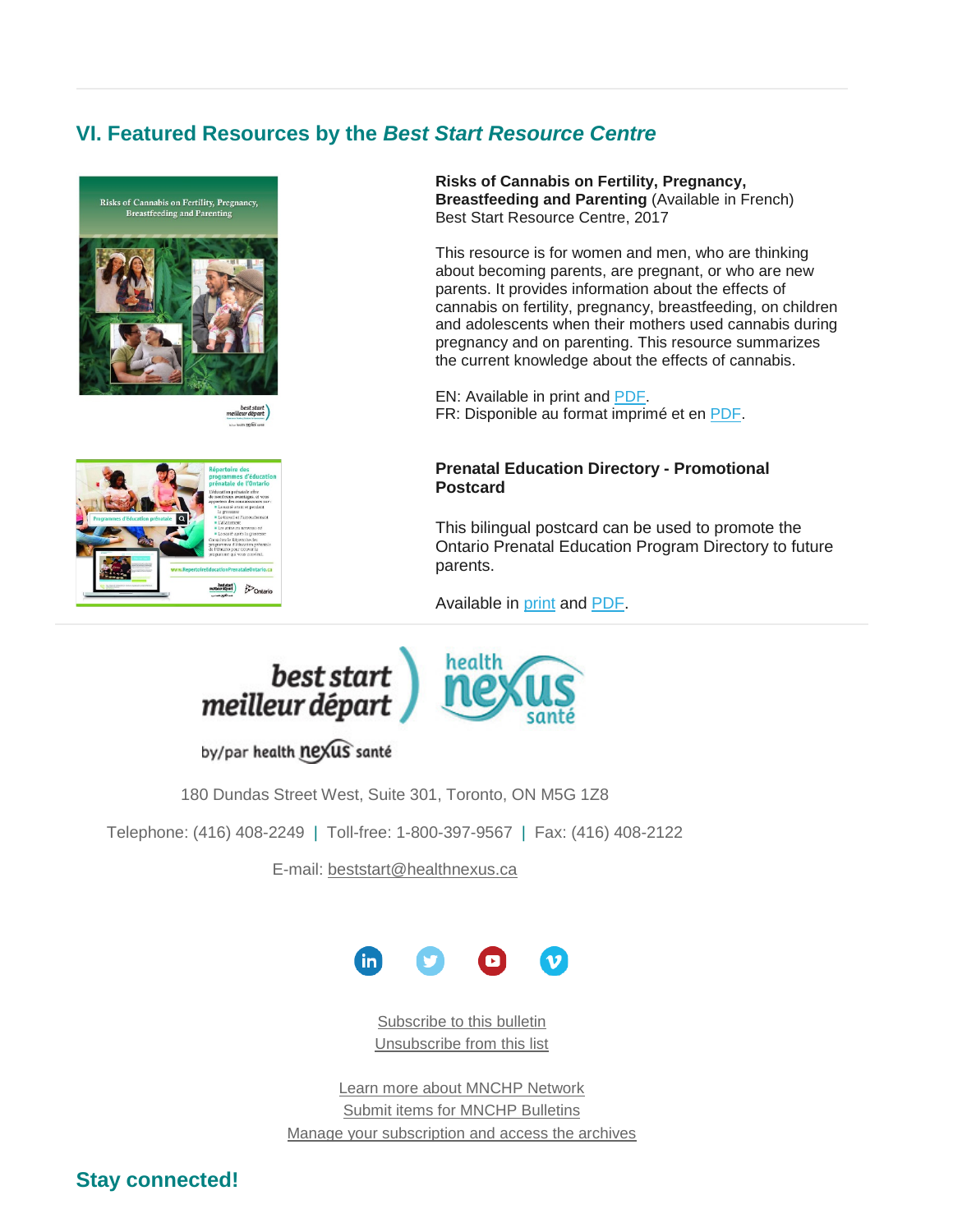## VI. Featured Resources by the *Best Start Resource Centre*

**Risks of Cannabis on Fertility, Pregnancy, Breastfeeding and Parenting** (Available in French)
Best Start Resource Centre, 2017

This resource is for women and men, who are thinking about becoming parents, are pregnant, or who are new parents. It provides information about the effects of cannabis on fertility, pregnancy, breastfeeding, on children and adolescents when their mothers used cannabis during pregnancy and on parenting. This resource summarizes the current knowledge about the effects of cannabis.

EN: Available in print and PDF.
FR: Disponible au format imprimé et en PDF.

**Prenatal Education Directory - Promotional Postcard**

This bilingual postcard can be used to promote the Ontario Prenatal Education Program Directory to future parents.

Available in print and PDF.

---

180 Dundas Street West, Suite 301, Toronto, ON M5G 1Z8

Telephone: (416) 408-2249 | Toll-free: 1-800-397-9567 | Fax: (416) 408-2122

E-mail: beststart@healthnexus.ca

Subscribe to this bulletin
Unsubscribe from this list

Learn more about MNCHP Network
Submit items for MNCHP Bulletins
Manage your subscription and access the archives

## Stay connected!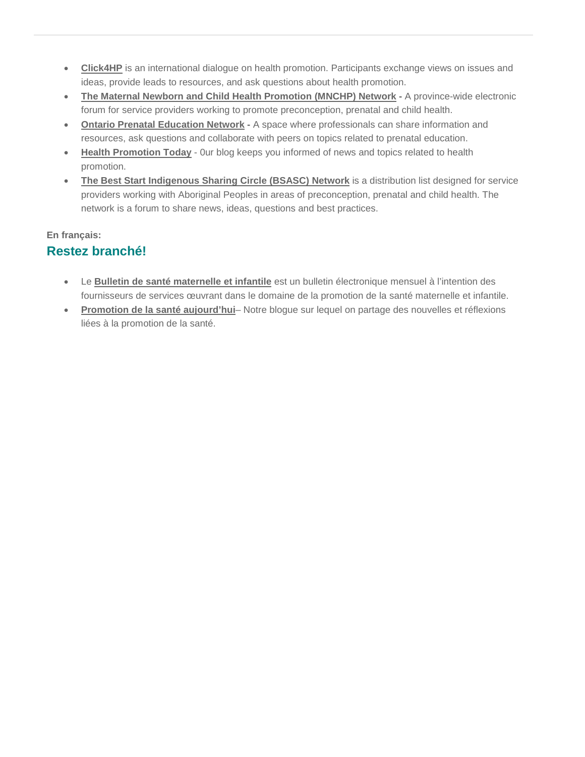- **Click4HP** is an international dialogue on health promotion. Participants exchange views on issues and ideas, provide leads to resources, and ask questions about health promotion.
- **The Maternal Newborn and Child Health Promotion (MNCHP) Network -** A province-wide electronic forum for service providers working to promote preconception, prenatal and child health.
- **Ontario Prenatal Education Network -** A space where professionals can share information and resources, ask questions and collaborate with peers on topics related to prenatal education.
- **Health Promotion Today** - 0ur blog keeps you informed of news and topics related to health promotion.
- **The Best Start Indigenous Sharing Circle (BSASC) Network** is a distribution list designed for service providers working with Aboriginal Peoples in areas of preconception, prenatal and child health. The network is a forum to share news, ideas, questions and best practices.

**En français:**

## Restez branché!

- Le **Bulletin de santé maternelle et infantile** est un bulletin électronique mensuel à l'intention des fournisseurs de services œuvrant dans le domaine de la promotion de la santé maternelle et infantile.
- **Promotion de la santé aujourd'hui**– Notre blogue sur lequel on partage des nouvelles et réflexions liées à la promotion de la santé.